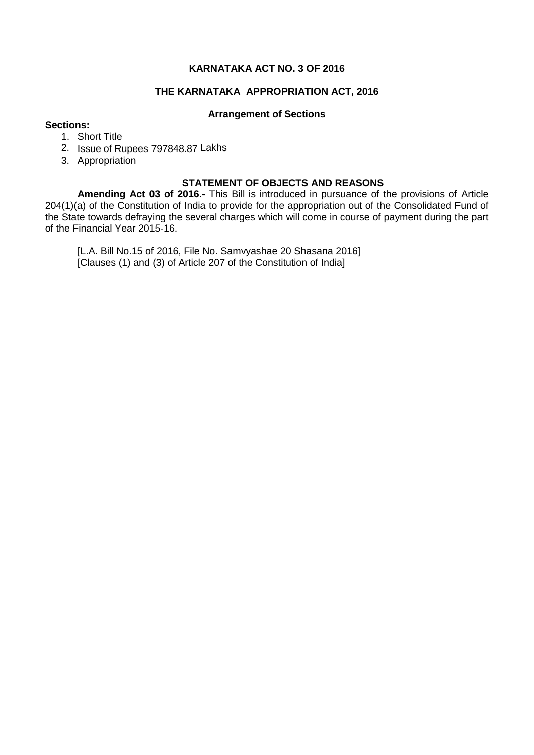# KARNATAKA ACT NO. 3 OF 2016

## THE KARNATAKA APPROPRIATION ACT, 2016

### Arrangement of Sections

**Sections:**

1. Short Title
2. Issue of Rupees 797848.87 Lakhs
3. Appropriation

### STATEMENT OF OBJECTS AND REASONS

**Amending Act 03 of 2016.-** This Bill is introduced in pursuance of the provisions of Article 204(1)(a) of the Constitution of India to provide for the appropriation out of the Consolidated Fund of the State towards defraying the several charges which will come in course of payment during the part of the Financial Year 2015-16.

[L.A. Bill No.15 of 2016, File No. Samvyashae 20 Shasana 2016]
[Clauses (1) and (3) of Article 207 of the Constitution of India]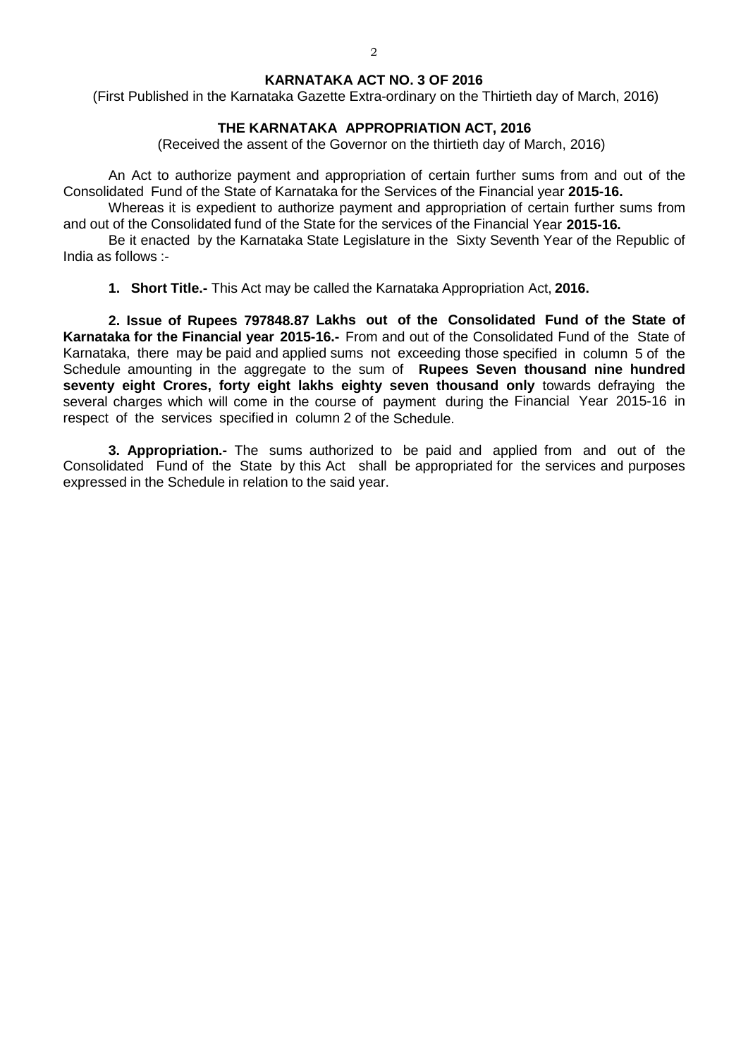**KARNATAKA ACT NO. 3 OF 2016**

(First Published in the Karnataka Gazette Extra-ordinary on the Thirtieth day of March, 2016)

**THE KARNATAKA APPROPRIATION ACT, 2016**

(Received the assent of the Governor on the thirtieth day of March, 2016)

An Act to authorize payment and appropriation of certain further sums from and out of the Consolidated Fund of the State of Karnataka for the Services of the Financial year **2015-16.**

Whereas it is expedient to authorize payment and appropriation of certain further sums from and out of the Consolidated fund of the State for the services of the Financial Year **2015-16.**

Be it enacted by the Karnataka State Legislature in the Sixty Seventh Year of the Republic of India as follows :-

**1. Short Title.-** This Act may be called the Karnataka Appropriation Act, **2016.**

**2. Issue of Rupees 797848.87 Lakhs out of the Consolidated Fund of the State of Karnataka for the Financial year 2015-16.-** From and out of the Consolidated Fund of the State of Karnataka, there may be paid and applied sums not exceeding those specified in column 5 of the Schedule amounting in the aggregate to the sum of **Rupees Seven thousand nine hundred seventy eight Crores, forty eight lakhs eighty seven thousand only** towards defraying the several charges which will come in the course of payment during the Financial Year 2015-16 in respect of the services specified in column 2 of the Schedule.

**3. Appropriation.-** The sums authorized to be paid and applied from and out of the Consolidated Fund of the State by this Act shall be appropriated for the services and purposes expressed in the Schedule in relation to the said year.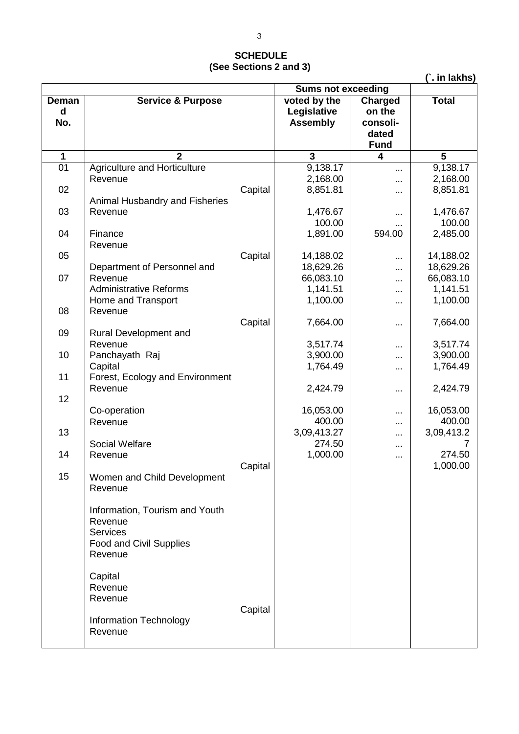## SCHEDULE
### (See Sections 2 and 3)

(`. in lakhs)

| Demand No. | Service & Purpose | Sums not exceeding | | Total |
|---|---|---|---|---|
| | | voted by the Legislative Assembly | Charged on the consolidated Fund | |
| 1 | 2 | 3 | 4 | 5 |
| 01 | Agriculture and Horticulture | 9,138.17 | ... | 9,138.17 |
| | Revenue | 2,168.00 | ... | 2,168.00 |
| 02 | Capital | 8,851.81 | ... | 8,851.81 |
| | Animal Husbandry and Fisheries | | | |
| 03 | Revenue | 1,476.67 | ... | 1,476.67 |
| | | 100.00 | ... | 100.00 |
| 04 | Finance | 1,891.00 | 594.00 | 2,485.00 |
| | Revenue | | | |
| 05 | Capital | 14,188.02 | ... | 14,188.02 |
| | Department of Personnel and | 18,629.26 | ... | 18,629.26 |
| 07 | Revenue | 66,083.10 | ... | 66,083.10 |
| | Administrative Reforms | 1,141.51 | ... | 1,141.51 |
| | Home and Transport | 1,100.00 | ... | 1,100.00 |
| 08 | Revenue | | | |
| | Capital | 7,664.00 | ... | 7,664.00 |
| 09 | Rural Development and | | | |
| | Revenue | 3,517.74 | ... | 3,517.74 |
| 10 | Panchayath Raj | 3,900.00 | ... | 3,900.00 |
| | Capital | 1,764.49 | ... | 1,764.49 |
| 11 | Forest, Ecology and Environment | | | |
| | Revenue | 2,424.79 | ... | 2,424.79 |
| 12 | | | | |
| | Co-operation | 16,053.00 | ... | 16,053.00 |
| | Revenue | 400.00 | ... | 400.00 |
| 13 | | 3,09,413.27 | ... | 3,09,413.27 |
| | Social Welfare | 274.50 | ... | |
| 14 | Revenue | 1,000.00 | ... | 274.50 |
| | Capital | | | 1,000.00 |
| 15 | Women and Child Development | | | |
| | Revenue | | | |
| | Information, Tourism and Youth | | | |
| | Revenue | | | |
| | Services | | | |
| | Food and Civil Supplies | | | |
| | Revenue | | | |
| | Capital | | | |
| | Revenue | | | |
| | Revenue | | | |
| | Capital | | | |
| | Information Technology | | | |
| | Revenue | | | |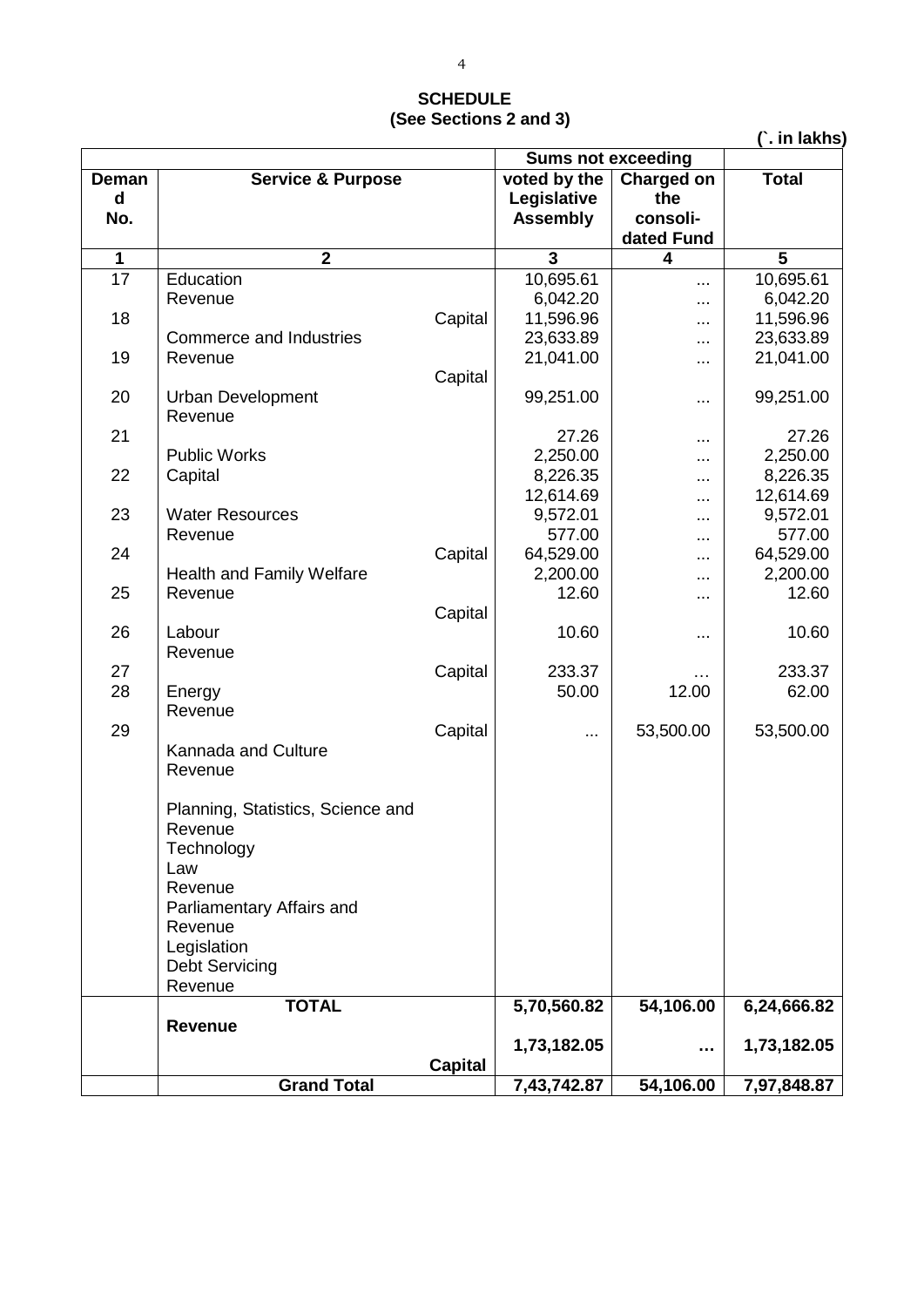## SCHEDULE
### (See Sections 2 and 3)

(`. in lakhs)

| Demand No. | Service & Purpose | Sums not exceeding voted by the Legislative Assembly | Sums not exceeding Charged on the consolidated Fund | Total |
|---|---|---|---|---|
| 1 | 2 | 3 | 4 | 5 |
| 17 | Education | 10,695.61 | ... | 10,695.61 |
| | Revenue | 6,042.20 | ... | 6,042.20 |
| 18 | Capital | 11,596.96 | ... | 11,596.96 |
| | Commerce and Industries | 23,633.89 | ... | 23,633.89 |
| 19 | Revenue | 21,041.00 | ... | 21,041.00 |
| | Capital | | | |
| 20 | Urban Development Revenue | 99,251.00 | ... | 99,251.00 |
| 21 | | 27.26 | ... | 27.26 |
| | Public Works | 2,250.00 | ... | 2,250.00 |
| 22 | Capital | 8,226.35 | ... | 8,226.35 |
| | | 12,614.69 | ... | 12,614.69 |
| 23 | Water Resources | 9,572.01 | ... | 9,572.01 |
| | Revenue | 577.00 | ... | 577.00 |
| 24 | Capital | 64,529.00 | ... | 64,529.00 |
| | Health and Family Welfare | 2,200.00 | ... | 2,200.00 |
| 25 | Revenue | 12.60 | ... | 12.60 |
| | Capital | | | |
| 26 | Labour Revenue | 10.60 | ... | 10.60 |
| 27 | Capital | 233.37 | … | 233.37 |
| 28 | Energy Revenue | 50.00 | 12.00 | 62.00 |
| 29 | Capital | ... | 53,500.00 | 53,500.00 |
| | Kannada and Culture Revenue | | | |
| | Planning, Statistics, Science and Revenue Technology | | | |
| | Law Revenue | | | |
| | Parliamentary Affairs and Revenue Legislation | | | |
| | Debt Servicing Revenue | | | |
| | **TOTAL Revenue** | **5,70,560.82** | **54,106.00** | **6,24,666.82** |
| | **Capital** | **1,73,182.05** | **…** | **1,73,182.05** |
| | **Grand Total** | **7,43,742.87** | **54,106.00** | **7,97,848.87** |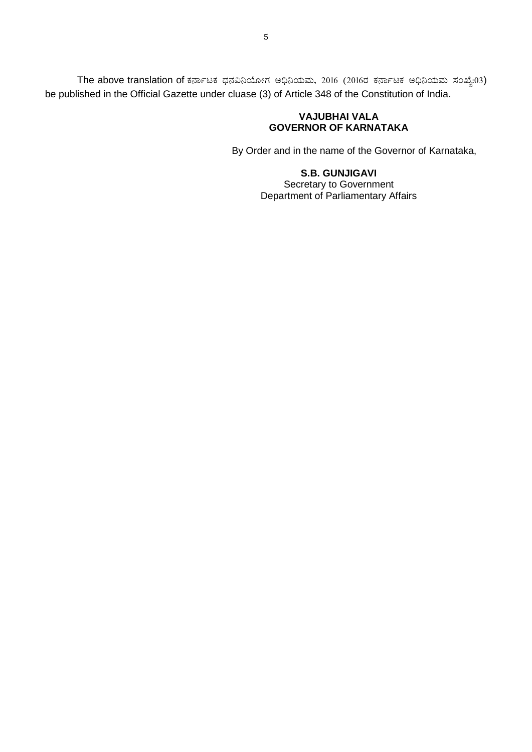The above translation of ಕರ್ನಾಟಕ ಧನವಿನಿಯೋಗ ಅಧಿನಿಯಮ, 2016 (2016ರ ಕರ್ನಾಟಕ ಅಧಿನಿಯಮ ಸಂಖ್ಯೆ:03) be published in the Official Gazette under cluase (3) of Article 348 of the Constitution of India.

**VAJUBHAI VALA**
**GOVERNOR OF KARNATAKA**

By Order and in the name of the Governor of Karnataka,

**S.B. GUNJIGAVI**
Secretary to Government
Department of Parliamentary Affairs